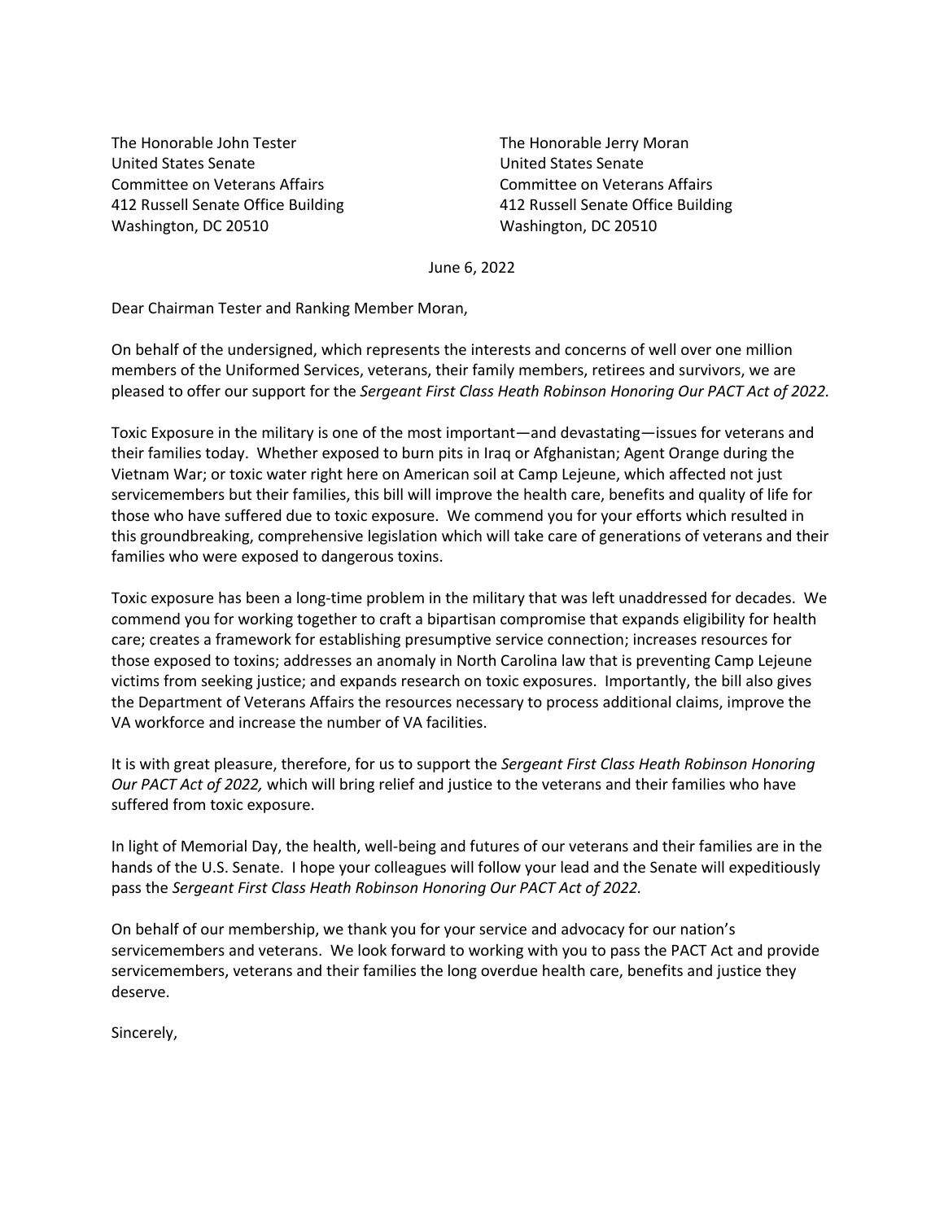The Honorable John Tester
United States Senate
Committee on Veterans Affairs
412 Russell Senate Office Building
Washington, DC 20510

The Honorable Jerry Moran
United States Senate
Committee on Veterans Affairs
412 Russell Senate Office Building
Washington, DC 20510

June 6, 2022

Dear Chairman Tester and Ranking Member Moran,

On behalf of the undersigned, which represents the interests and concerns of well over one million members of the Uniformed Services, veterans, their family members, retirees and survivors, we are pleased to offer our support for the *Sergeant First Class Heath Robinson Honoring Our PACT Act of 2022.*

Toxic Exposure in the military is one of the most important—and devastating—issues for veterans and their families today. Whether exposed to burn pits in Iraq or Afghanistan; Agent Orange during the Vietnam War; or toxic water right here on American soil at Camp Lejeune, which affected not just servicemembers but their families, this bill will improve the health care, benefits and quality of life for those who have suffered due to toxic exposure. We commend you for your efforts which resulted in this groundbreaking, comprehensive legislation which will take care of generations of veterans and their families who were exposed to dangerous toxins.

Toxic exposure has been a long-time problem in the military that was left unaddressed for decades. We commend you for working together to craft a bipartisan compromise that expands eligibility for health care; creates a framework for establishing presumptive service connection; increases resources for those exposed to toxins; addresses an anomaly in North Carolina law that is preventing Camp Lejeune victims from seeking justice; and expands research on toxic exposures. Importantly, the bill also gives the Department of Veterans Affairs the resources necessary to process additional claims, improve the VA workforce and increase the number of VA facilities.

It is with great pleasure, therefore, for us to support the *Sergeant First Class Heath Robinson Honoring Our PACT Act of 2022,* which will bring relief and justice to the veterans and their families who have suffered from toxic exposure.

In light of Memorial Day, the health, well-being and futures of our veterans and their families are in the hands of the U.S. Senate. I hope your colleagues will follow your lead and the Senate will expeditiously pass the *Sergeant First Class Heath Robinson Honoring Our PACT Act of 2022.*

On behalf of our membership, we thank you for your service and advocacy for our nation's servicemembers and veterans. We look forward to working with you to pass the PACT Act and provide servicemembers, veterans and their families the long overdue health care, benefits and justice they deserve.

Sincerely,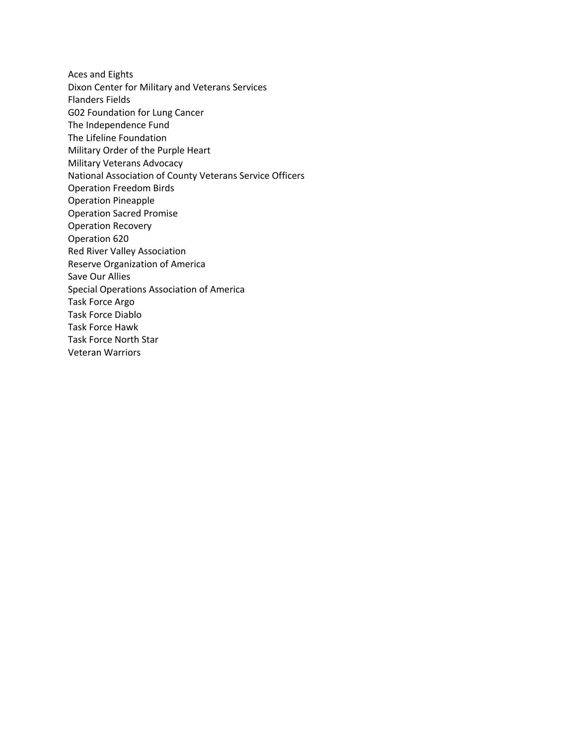Aces and Eights
Dixon Center for Military and Veterans Services
Flanders Fields
G02 Foundation for Lung Cancer
The Independence Fund
The Lifeline Foundation
Military Order of the Purple Heart
Military Veterans Advocacy
National Association of County Veterans Service Officers
Operation Freedom Birds
Operation Pineapple
Operation Sacred Promise
Operation Recovery
Operation 620
Red River Valley Association
Reserve Organization of America
Save Our Allies
Special Operations Association of America
Task Force Argo
Task Force Diablo
Task Force Hawk
Task Force North Star
Veteran Warriors